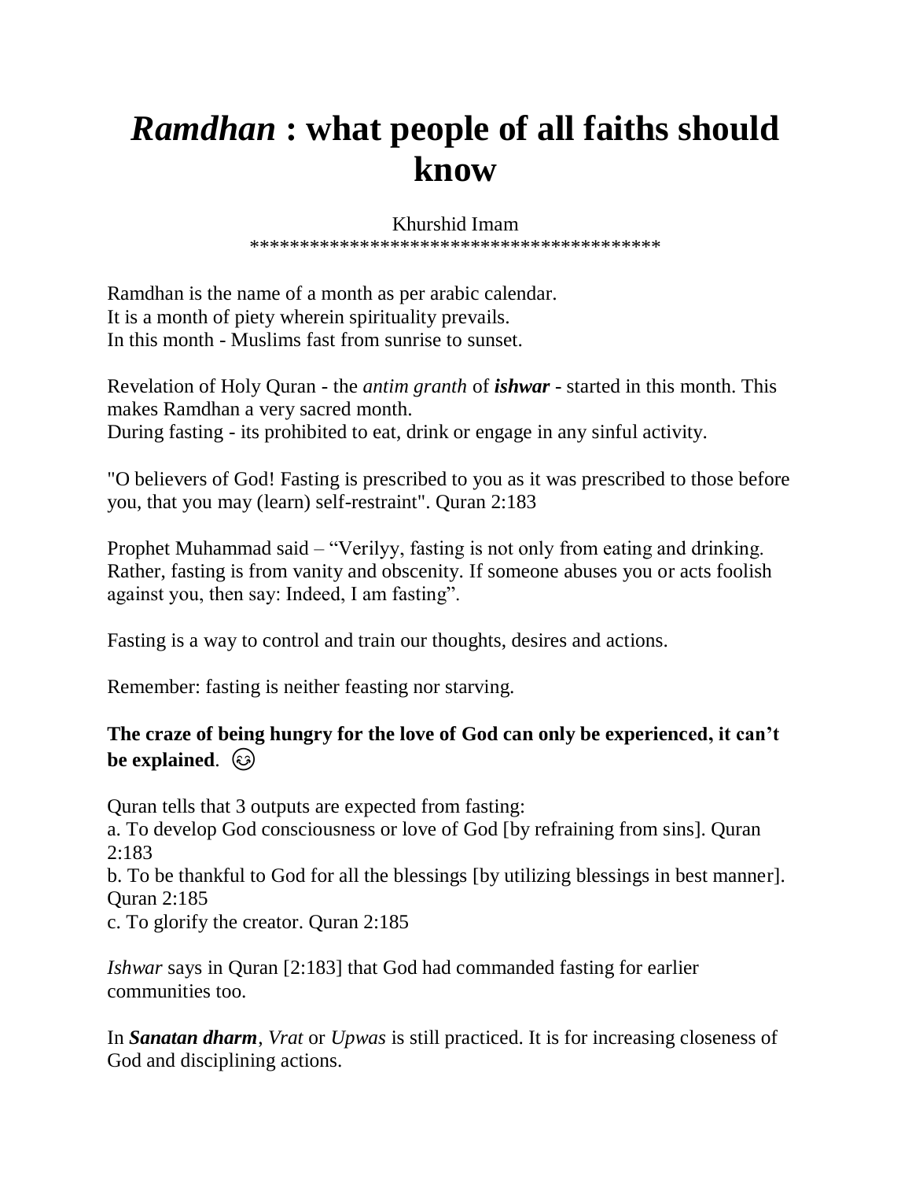# *Ramdhan* : what people of all faiths should know

Khurshid Imam

\*\*\*\*\*\*\*\*\*\*\*\*\*\*\*\*\*\*\*\*\*\*\*\*\*\*\*\*\*\*\*\*\*\*\*\*\*\*\*\*\*\*\*

Ramdhan is the name of a month as per arabic calendar.
It is a month of piety wherein spirituality prevails.
In this month - Muslims fast from sunrise to sunset.

Revelation of Holy Quran - the *antim granth* of ***ishwar*** - started in this month. This makes Ramdhan a very sacred month.
During fasting - its prohibited to eat, drink or engage in any sinful activity.

"O believers of God! Fasting is prescribed to you as it was prescribed to those before you, that you may (learn) self-restraint". Quran 2:183

Prophet Muhammad said – "Verilyy, fasting is not only from eating and drinking. Rather, fasting is from vanity and obscenity. If someone abuses you or acts foolish against you, then say: Indeed, I am fasting".

Fasting is a way to control and train our thoughts, desires and actions.

Remember: fasting is neither feasting nor starving.

**The craze of being hungry for the love of God can only be experienced, it can't be explained**. 😊

Quran tells that 3 outputs are expected from fasting:
a. To develop God consciousness or love of God [by refraining from sins]. Quran 2:183
b. To be thankful to God for all the blessings [by utilizing blessings in best manner]. Quran 2:185
c. To glorify the creator. Quran 2:185

*Ishwar* says in Quran [2:183] that God had commanded fasting for earlier communities too.

In ***Sanatan dharm***, *Vrat* or *Upwas* is still practiced. It is for increasing closeness of God and disciplining actions.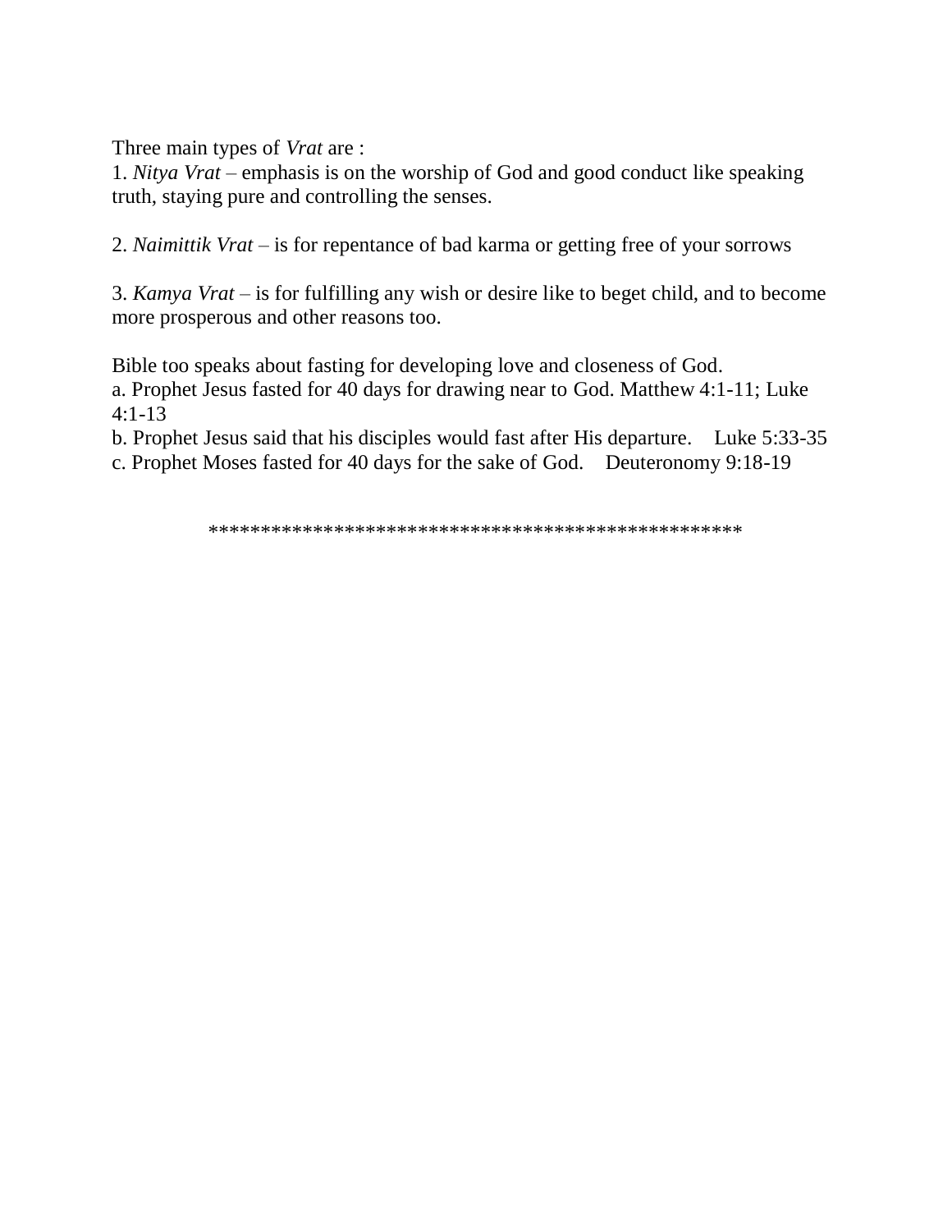Three main types of *Vrat* are :

1. *Nitya Vrat* – emphasis is on the worship of God and good conduct like speaking truth, staying pure and controlling the senses.

2. *Naimittik Vrat* – is for repentance of bad karma or getting free of your sorrows

3. *Kamya Vrat* – is for fulfilling any wish or desire like to beget child, and to become more prosperous and other reasons too.

Bible too speaks about fasting for developing love and closeness of God.

a. Prophet Jesus fasted for 40 days for drawing near to God. Matthew 4:1-11; Luke 4:1-13

b. Prophet Jesus said that his disciples would fast after His departure. Luke 5:33-35

c. Prophet Moses fasted for 40 days for the sake of God. Deuteronomy 9:18-19

**************************************************